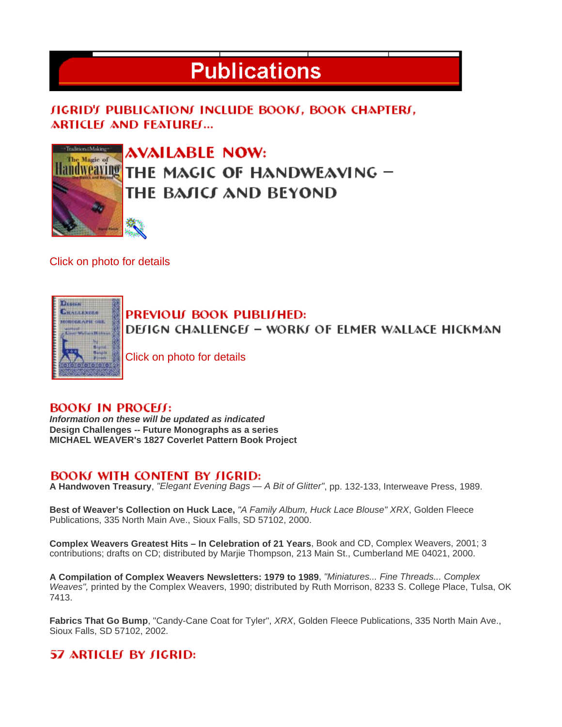# Publications

## SIGRID'S PUBLICATIONS INCLUDE BOOKS, BOOK CHAPTERS, ARTICLES AND FEATURES...

## AVAILABLE NOW: THE MAGIC OF HANDWEAVING – THE BASICS AND BEYOND

Click on photo for details

## PREVIOUS BOOK PUBLISHED: DESIGN CHALLENGES – WORKS OF ELMER WALLACE HICKMAN

Click on photo for details

## BOOKS IN PROCESS:

***Information on these will be updated as indicated***
**Design Challenges -- Future Monographs as a series**
**MICHAEL WEAVER's 1827 Coverlet Pattern Book Project**

## BOOKS WITH CONTENT BY SIGRID:

**A Handwoven Treasury**, *"Elegant Evening Bags — A Bit of Glitter"*, pp. 132-133, Interweave Press, 1989.

**Best of Weaver's Collection on Huck Lace,** *"A Family Album, Huck Lace Blouse" XRX*, Golden Fleece Publications, 335 North Main Ave., Sioux Falls, SD 57102, 2000.

**Complex Weavers Greatest Hits – In Celebration of 21 Years**, Book and CD, Complex Weavers, 2001; 3 contributions; drafts on CD; distributed by Marjie Thompson, 213 Main St., Cumberland ME 04021, 2000.

**A Compilation of Complex Weavers Newsletters: 1979 to 1989**, *"Miniatures... Fine Threads... Complex Weaves",* printed by the Complex Weavers, 1990; distributed by Ruth Morrison, 8233 S. College Place, Tulsa, OK 7413.

**Fabrics That Go Bump**, "Candy-Cane Coat for Tyler", *XRX*, Golden Fleece Publications, 335 North Main Ave., Sioux Falls, SD 57102, 2002.

## 57 ARTICLES BY SIGRID: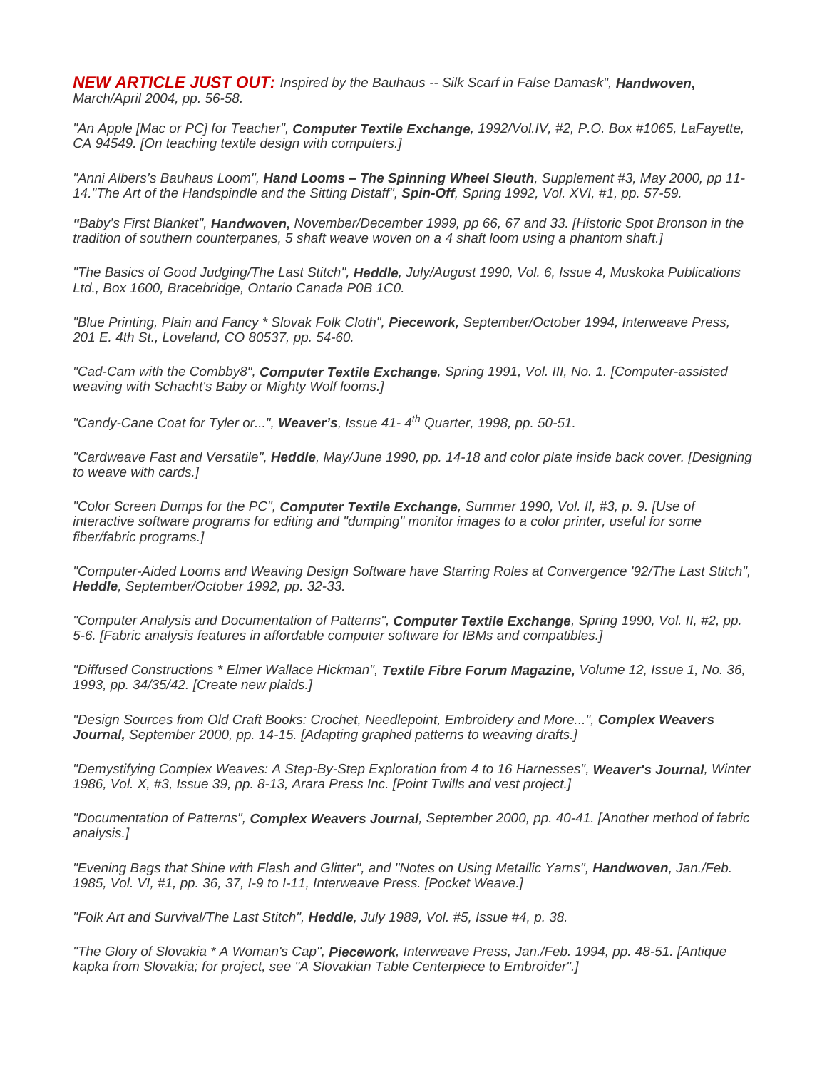***NEW ARTICLE JUST OUT:*** *Inspired by the Bauhaus -- Silk Scarf in False Damask", **Handwoven**, March/April 2004, pp. 56-58.*

*"An Apple [Mac or PC] for Teacher", **Computer Textile Exchange**, 1992/Vol.IV, #2, P.O. Box #1065, LaFayette, CA 94549. [On teaching textile design with computers.]*

*"Anni Albers's Bauhaus Loom", **Hand Looms – The Spinning Wheel Sleuth**, Supplement #3, May 2000, pp 11-14."The Art of the Handspindle and the Sitting Distaff", **Spin-Off**, Spring 1992, Vol. XVI, #1, pp. 57-59.*

*"Baby's First Blanket", **Handwoven,** November/December 1999, pp 66, 67 and 33. [Historic Spot Bronson in the tradition of southern counterpanes, 5 shaft weave woven on a 4 shaft loom using a phantom shaft.]*

*"The Basics of Good Judging/The Last Stitch", **Heddle**, July/August 1990, Vol. 6, Issue 4, Muskoka Publications Ltd., Box 1600, Bracebridge, Ontario Canada P0B 1C0.*

*"Blue Printing, Plain and Fancy * Slovak Folk Cloth", **Piecework,** September/October 1994, Interweave Press, 201 E. 4th St., Loveland, CO 80537, pp. 54-60.*

*"Cad-Cam with the Combby8", **Computer Textile Exchange**, Spring 1991, Vol. III, No. 1. [Computer-assisted weaving with Schacht's Baby or Mighty Wolf looms.]*

*"Candy-Cane Coat for Tyler or...", **Weaver's**, Issue 41- 4th Quarter, 1998, pp. 50-51.*

*"Cardweave Fast and Versatile", **Heddle**, May/June 1990, pp. 14-18 and color plate inside back cover. [Designing to weave with cards.]*

*"Color Screen Dumps for the PC", **Computer Textile Exchange**, Summer 1990, Vol. II, #3, p. 9. [Use of interactive software programs for editing and "dumping" monitor images to a color printer, useful for some fiber/fabric programs.]*

*"Computer-Aided Looms and Weaving Design Software have Starring Roles at Convergence '92/The Last Stitch", **Heddle**, September/October 1992, pp. 32-33.*

*"Computer Analysis and Documentation of Patterns", **Computer Textile Exchange**, Spring 1990, Vol. II, #2, pp. 5-6. [Fabric analysis features in affordable computer software for IBMs and compatibles.]*

*"Diffused Constructions * Elmer Wallace Hickman", **Textile Fibre Forum Magazine,** Volume 12, Issue 1, No. 36, 1993, pp. 34/35/42. [Create new plaids.]*

*"Design Sources from Old Craft Books: Crochet, Needlepoint, Embroidery and More...", **Complex Weavers Journal,** September 2000, pp. 14-15. [Adapting graphed patterns to weaving drafts.]*

*"Demystifying Complex Weaves: A Step-By-Step Exploration from 4 to 16 Harnesses", **Weaver's Journal**, Winter 1986, Vol. X, #3, Issue 39, pp. 8-13, Arara Press Inc. [Point Twills and vest project.]*

*"Documentation of Patterns", **Complex Weavers Journal**, September 2000, pp. 40-41. [Another method of fabric analysis.]*

*"Evening Bags that Shine with Flash and Glitter", and "Notes on Using Metallic Yarns", **Handwoven**, Jan./Feb. 1985, Vol. VI, #1, pp. 36, 37, I-9 to I-11, Interweave Press. [Pocket Weave.]*

*"Folk Art and Survival/The Last Stitch", **Heddle**, July 1989, Vol. #5, Issue #4, p. 38.*

*"The Glory of Slovakia * A Woman's Cap", **Piecework**, Interweave Press, Jan./Feb. 1994, pp. 48-51. [Antique kapka from Slovakia; for project, see "A Slovakian Table Centerpiece to Embroider".]*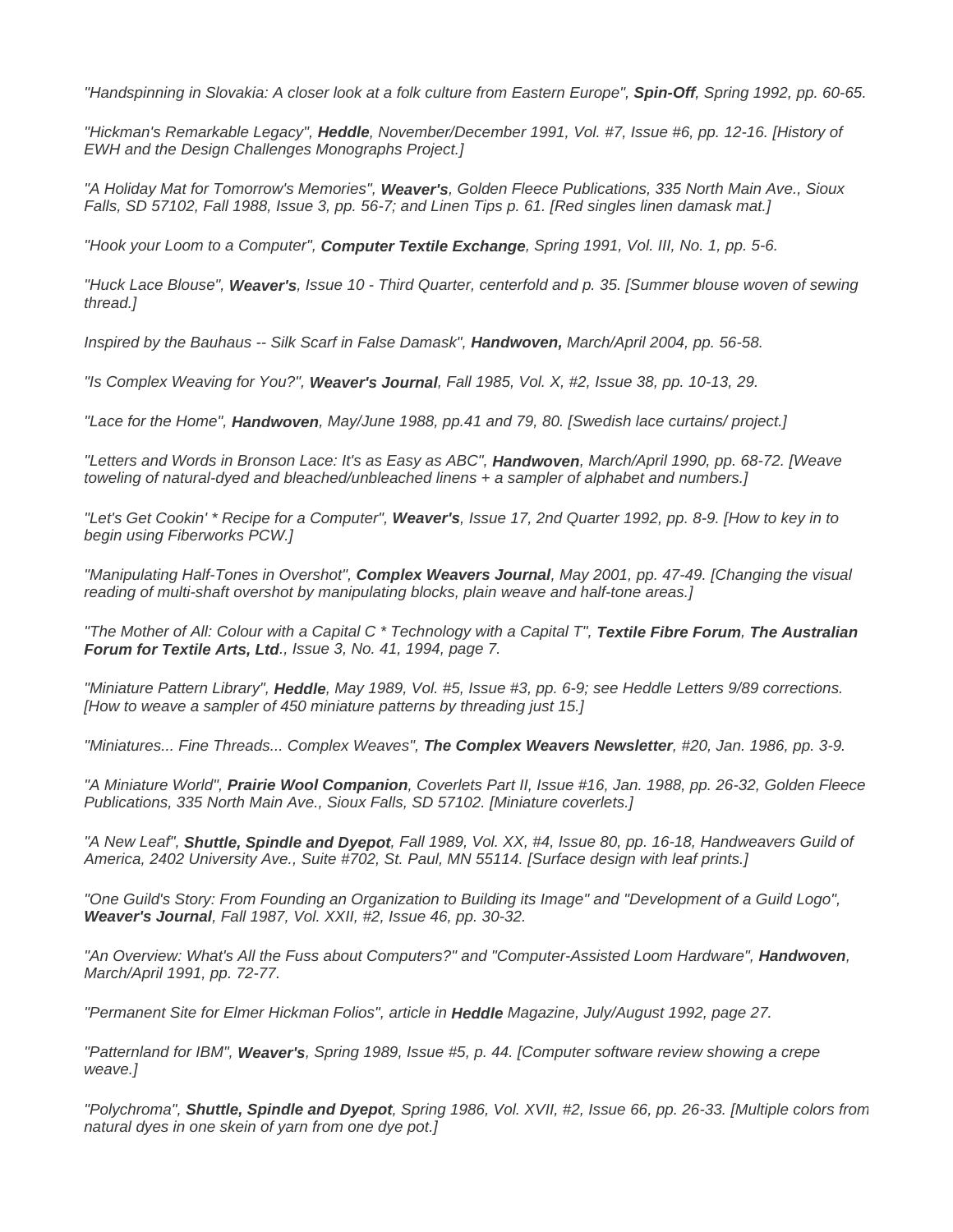*"Handspinning in Slovakia: A closer look at a folk culture from Eastern Europe", **Spin-Off**, Spring 1992, pp. 60-65.*

*"Hickman's Remarkable Legacy", **Heddle**, November/December 1991, Vol. #7, Issue #6, pp. 12-16. [History of EWH and the Design Challenges Monographs Project.]*

*"A Holiday Mat for Tomorrow's Memories", **Weaver's**, Golden Fleece Publications, 335 North Main Ave., Sioux Falls, SD 57102, Fall 1988, Issue 3, pp. 56-7; and Linen Tips p. 61. [Red singles linen damask mat.]*

*"Hook your Loom to a Computer", **Computer Textile Exchange**, Spring 1991, Vol. III, No. 1, pp. 5-6.*

*"Huck Lace Blouse", **Weaver's**, Issue 10 - Third Quarter, centerfold and p. 35. [Summer blouse woven of sewing thread.]*

*Inspired by the Bauhaus -- Silk Scarf in False Damask", **Handwoven,** March/April 2004, pp. 56-58.*

*"Is Complex Weaving for You?", **Weaver's Journal**, Fall 1985, Vol. X, #2, Issue 38, pp. 10-13, 29.*

*"Lace for the Home", **Handwoven**, May/June 1988, pp.41 and 79, 80. [Swedish lace curtains/ project.]*

*"Letters and Words in Bronson Lace: It's as Easy as ABC", **Handwoven**, March/April 1990, pp. 68-72. [Weave toweling of natural-dyed and bleached/unbleached linens + a sampler of alphabet and numbers.]*

*"Let's Get Cookin' * Recipe for a Computer", **Weaver's**, Issue 17, 2nd Quarter 1992, pp. 8-9. [How to key in to begin using Fiberworks PCW.]*

*"Manipulating Half-Tones in Overshot", **Complex Weavers Journal**, May 2001, pp. 47-49. [Changing the visual reading of multi-shaft overshot by manipulating blocks, plain weave and half-tone areas.]*

*"The Mother of All: Colour with a Capital C * Technology with a Capital T", **Textile Fibre Forum**, **The Australian Forum for Textile Arts, Ltd**., Issue 3, No. 41, 1994, page 7.*

*"Miniature Pattern Library", **Heddle**, May 1989, Vol. #5, Issue #3, pp. 6-9; see Heddle Letters 9/89 corrections. [How to weave a sampler of 450 miniature patterns by threading just 15.]*

*"Miniatures... Fine Threads... Complex Weaves", **The Complex Weavers Newsletter**, #20, Jan. 1986, pp. 3-9.*

*"A Miniature World", **Prairie Wool Companion**, Coverlets Part II, Issue #16, Jan. 1988, pp. 26-32, Golden Fleece Publications, 335 North Main Ave., Sioux Falls, SD 57102. [Miniature coverlets.]*

*"A New Leaf", **Shuttle, Spindle and Dyepot**, Fall 1989, Vol. XX, #4, Issue 80, pp. 16-18, Handweavers Guild of America, 2402 University Ave., Suite #702, St. Paul, MN 55114. [Surface design with leaf prints.]*

*"One Guild's Story: From Founding an Organization to Building its Image" and "Development of a Guild Logo", **Weaver's Journal**, Fall 1987, Vol. XXII, #2, Issue 46, pp. 30-32.*

*"An Overview: What's All the Fuss about Computers?" and "Computer-Assisted Loom Hardware", **Handwoven**, March/April 1991, pp. 72-77.*

*"Permanent Site for Elmer Hickman Folios", article in **Heddle** Magazine, July/August 1992, page 27.*

*"Patternland for IBM", **Weaver's**, Spring 1989, Issue #5, p. 44. [Computer software review showing a crepe weave.]*

*"Polychroma", **Shuttle, Spindle and Dyepot**, Spring 1986, Vol. XVII, #2, Issue 66, pp. 26-33. [Multiple colors from natural dyes in one skein of yarn from one dye pot.]*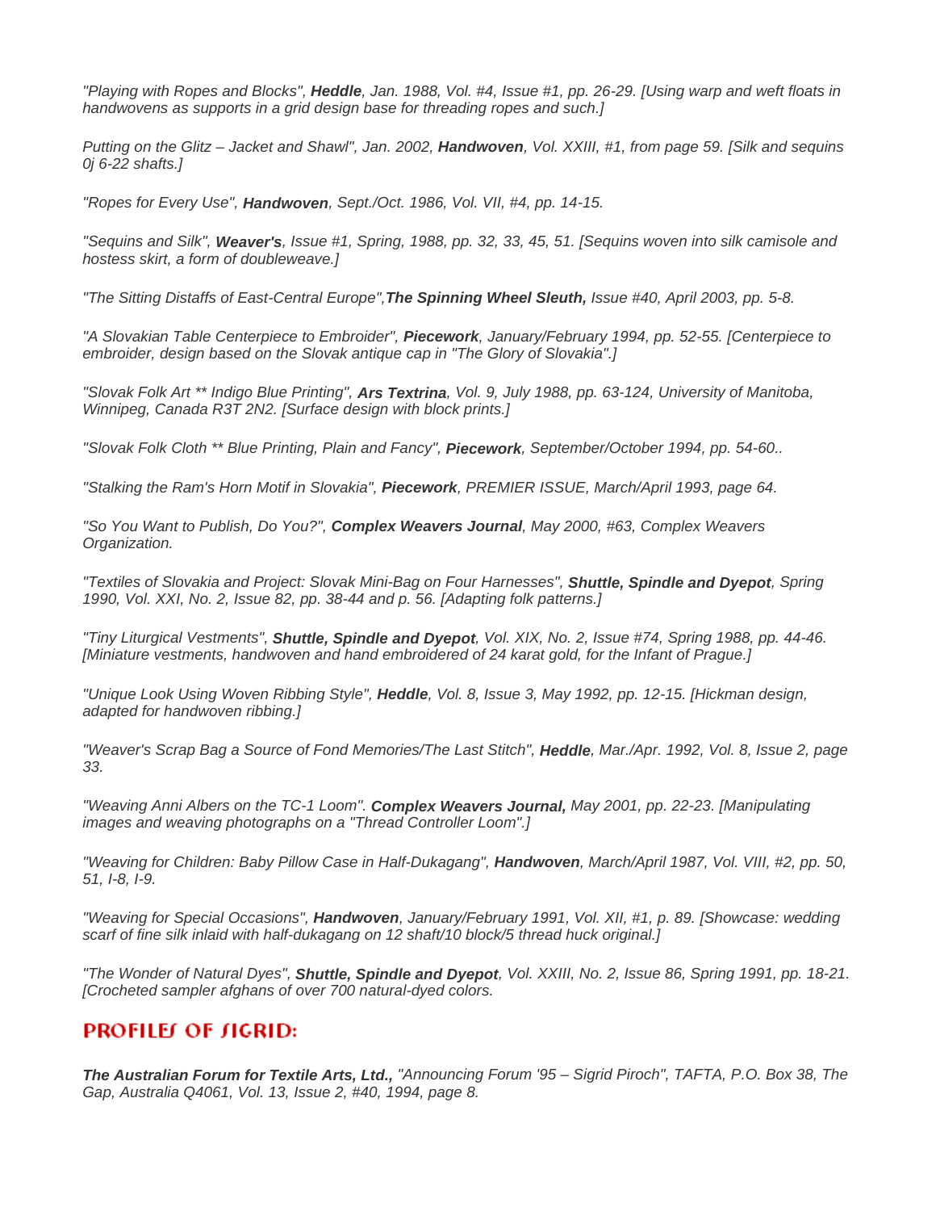*"Playing with Ropes and Blocks", **Heddle**, Jan. 1988, Vol. #4, Issue #1, pp. 26-29. [Using warp and weft floats in handwovens as supports in a grid design base for threading ropes and such.]*

*Putting on the Glitz – Jacket and Shawl", Jan. 2002, **Handwoven**, Vol. XXIII, #1, from page 59. [Silk and sequins 0j 6-22 shafts.]*

*"Ropes for Every Use", **Handwoven**, Sept./Oct. 1986, Vol. VII, #4, pp. 14-15.*

*"Sequins and Silk", **Weaver's**, Issue #1, Spring, 1988, pp. 32, 33, 45, 51. [Sequins woven into silk camisole and hostess skirt, a form of doubleweave.]*

*"The Sitting Distaffs of East-Central Europe",**The Spinning Wheel Sleuth,** Issue #40, April 2003, pp. 5-8.*

*"A Slovakian Table Centerpiece to Embroider", **Piecework**, January/February 1994, pp. 52-55. [Centerpiece to embroider, design based on the Slovak antique cap in "The Glory of Slovakia".]*

*"Slovak Folk Art ** Indigo Blue Printing", **Ars Textrina**, Vol. 9, July 1988, pp. 63-124, University of Manitoba, Winnipeg, Canada R3T 2N2. [Surface design with block prints.]*

*"Slovak Folk Cloth ** Blue Printing, Plain and Fancy", **Piecework**, September/October 1994, pp. 54-60..*

*"Stalking the Ram's Horn Motif in Slovakia", **Piecework**, PREMIER ISSUE, March/April 1993, page 64.*

*"So You Want to Publish, Do You?", **Complex Weavers Journal**, May 2000, #63, Complex Weavers Organization.*

*"Textiles of Slovakia and Project: Slovak Mini-Bag on Four Harnesses", **Shuttle, Spindle and Dyepot**, Spring 1990, Vol. XXI, No. 2, Issue 82, pp. 38-44 and p. 56. [Adapting folk patterns.]*

*"Tiny Liturgical Vestments", **Shuttle, Spindle and Dyepot**, Vol. XIX, No. 2, Issue #74, Spring 1988, pp. 44-46. [Miniature vestments, handwoven and hand embroidered of 24 karat gold, for the Infant of Prague.]*

*"Unique Look Using Woven Ribbing Style", **Heddle**, Vol. 8, Issue 3, May 1992, pp. 12-15. [Hickman design, adapted for handwoven ribbing.]*

*"Weaver's Scrap Bag a Source of Fond Memories/The Last Stitch", **Heddle**, Mar./Apr. 1992, Vol. 8, Issue 2, page 33.*

*"Weaving Anni Albers on the TC-1 Loom". **Complex Weavers Journal,** May 2001, pp. 22-23. [Manipulating images and weaving photographs on a "Thread Controller Loom".]*

*"Weaving for Children: Baby Pillow Case in Half-Dukagang", **Handwoven**, March/April 1987, Vol. VIII, #2, pp. 50, 51, I-8, I-9.*

*"Weaving for Special Occasions", **Handwoven**, January/February 1991, Vol. XII, #1, p. 89. [Showcase: wedding scarf of fine silk inlaid with half-dukagang on 12 shaft/10 block/5 thread huck original.]*

*"The Wonder of Natural Dyes", **Shuttle, Spindle and Dyepot**, Vol. XXIII, No. 2, Issue 86, Spring 1991, pp. 18-21. [Crocheted sampler afghans of over 700 natural-dyed colors.*

## PROFILES OF SIGRID:

***The Australian Forum for Textile Arts, Ltd.,** "Announcing Forum '95 – Sigrid Piroch", TAFTA, P.O. Box 38, The Gap, Australia Q4061, Vol. 13, Issue 2, #40, 1994, page 8.*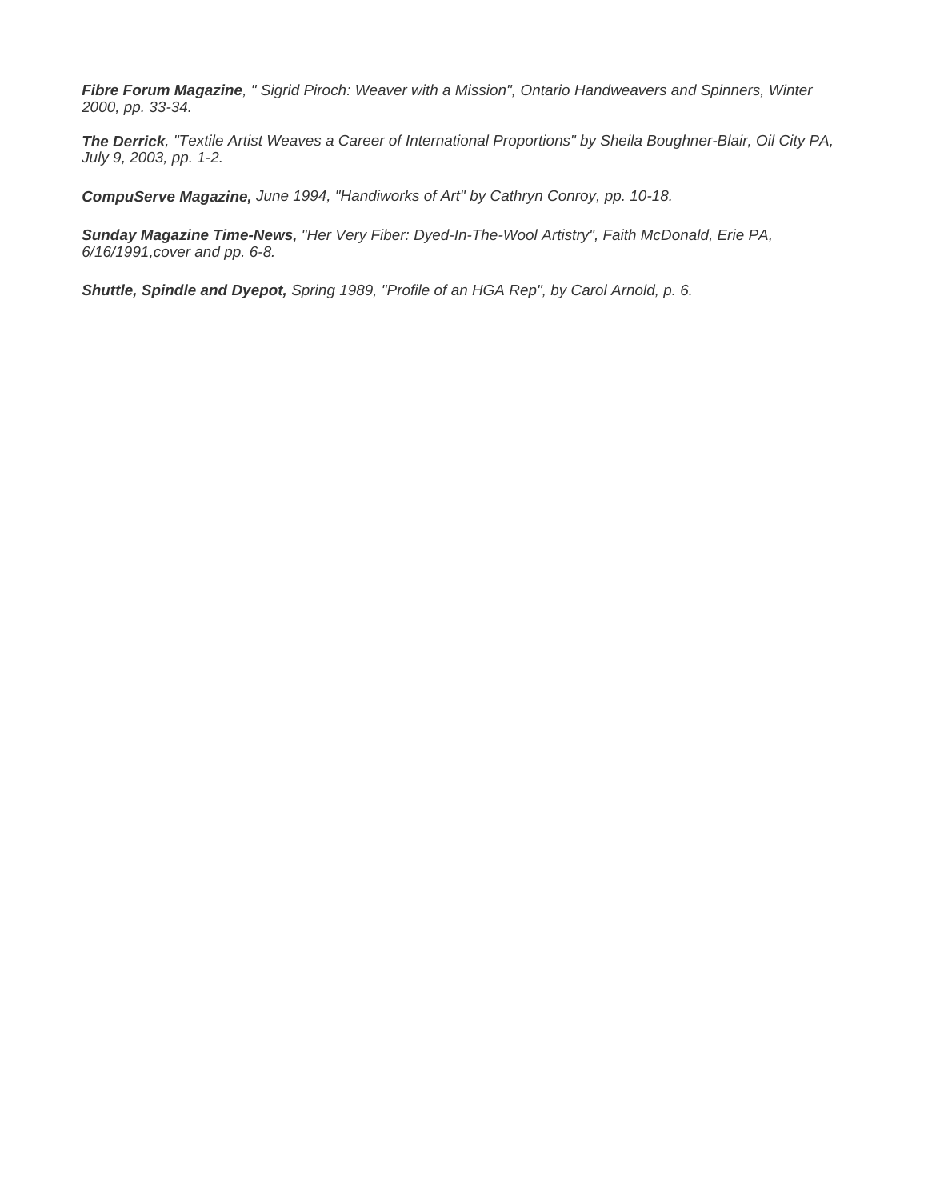***Fibre Forum Magazine**, " Sigrid Piroch: Weaver with a Mission", Ontario Handweavers and Spinners, Winter 2000, pp. 33-34.*

***The Derrick**, "Textile Artist Weaves a Career of International Proportions" by Sheila Boughner-Blair, Oil City PA, July 9, 2003, pp. 1-2.*

***CompuServe Magazine,** June 1994, "Handiworks of Art" by Cathryn Conroy, pp. 10-18.*

***Sunday Magazine Time-News,** "Her Very Fiber: Dyed-In-The-Wool Artistry", Faith McDonald, Erie PA, 6/16/1991,cover and pp. 6-8.*

***Shuttle, Spindle and Dyepot,** Spring 1989, "Profile of an HGA Rep", by Carol Arnold, p. 6.*